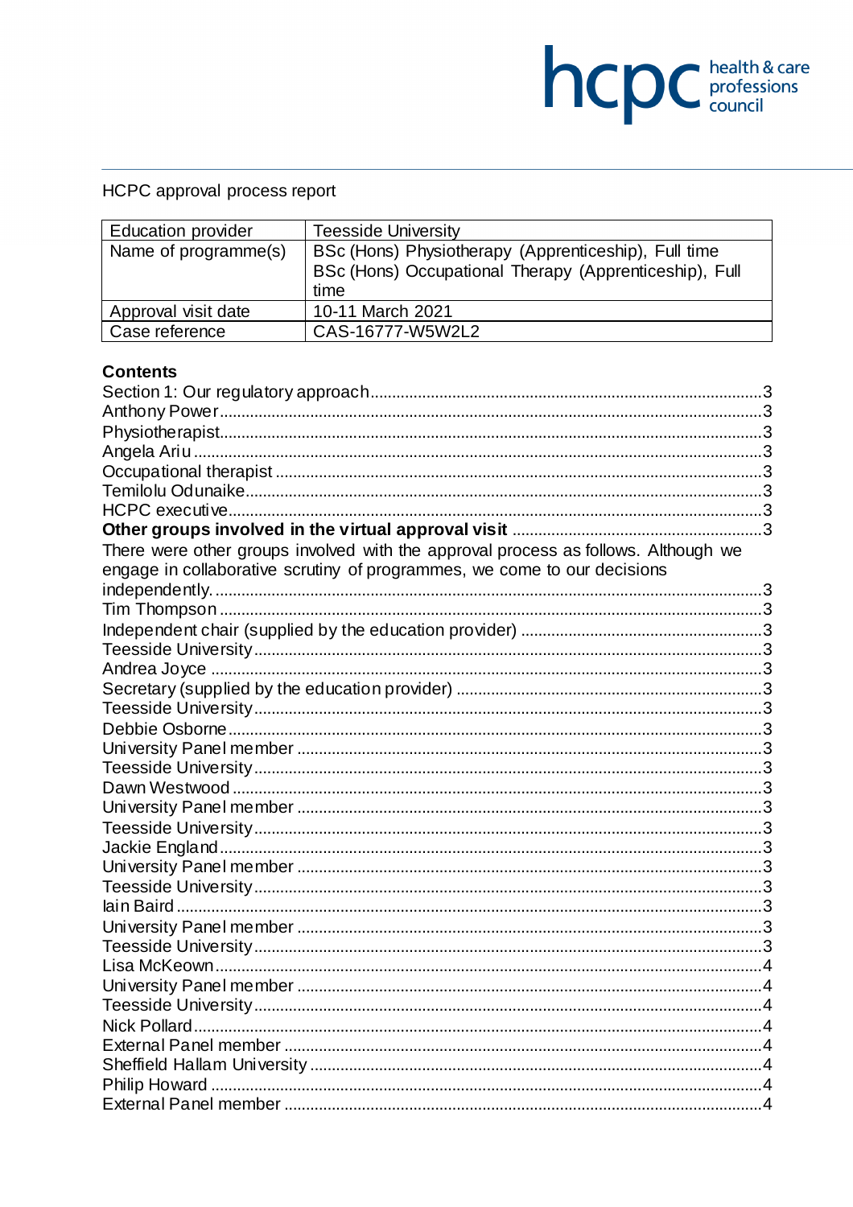HCPC approval process report

| Education provider | Teesside University |
| --- | --- |
| Name of programme(s) | BSc (Hons) Physiotherapy (Apprenticeship), Full time<br>BSc (Hons) Occupational Therapy (Apprenticeship), Full time |
| Approval visit date | 10-11 March 2021 |
| Case reference | CAS-16777-W5W2L2 |

**Contents**

Section 1: Our regulatory approach ........................................ 3
Anthony Power ........................................ 3
Physiotherapist ........................................ 3
Angela Ariu ........................................ 3
Occupational therapist ........................................ 3
Temilolu Odunaike ........................................ 3
HCPC executive ........................................ 3
**Other groups involved in the virtual approval visit** ........................................ 3
There were other groups involved with the approval process as follows. Although we engage in collaborative scrutiny of programmes, we come to our decisions independently. ........................................ 3
Tim Thompson ........................................ 3
Independent chair (supplied by the education provider) ........................................ 3
Teesside University ........................................ 3
Andrea Joyce ........................................ 3
Secretary (supplied by the education provider) ........................................ 3
Teesside University ........................................ 3
Debbie Osborne ........................................ 3
University Panel member ........................................ 3
Teesside University ........................................ 3
Dawn Westwood ........................................ 3
University Panel member ........................................ 3
Teesside University ........................................ 3
Jackie England ........................................ 3
University Panel member ........................................ 3
Teesside University ........................................ 3
Iain Baird ........................................ 3
University Panel member ........................................ 3
Teesside University ........................................ 3
Lisa McKeown ........................................ 4
University Panel member ........................................ 4
Teesside University ........................................ 4
Nick Pollard ........................................ 4
External Panel member ........................................ 4
Sheffield Hallam University ........................................ 4
Philip Howard ........................................ 4
External Panel member ........................................ 4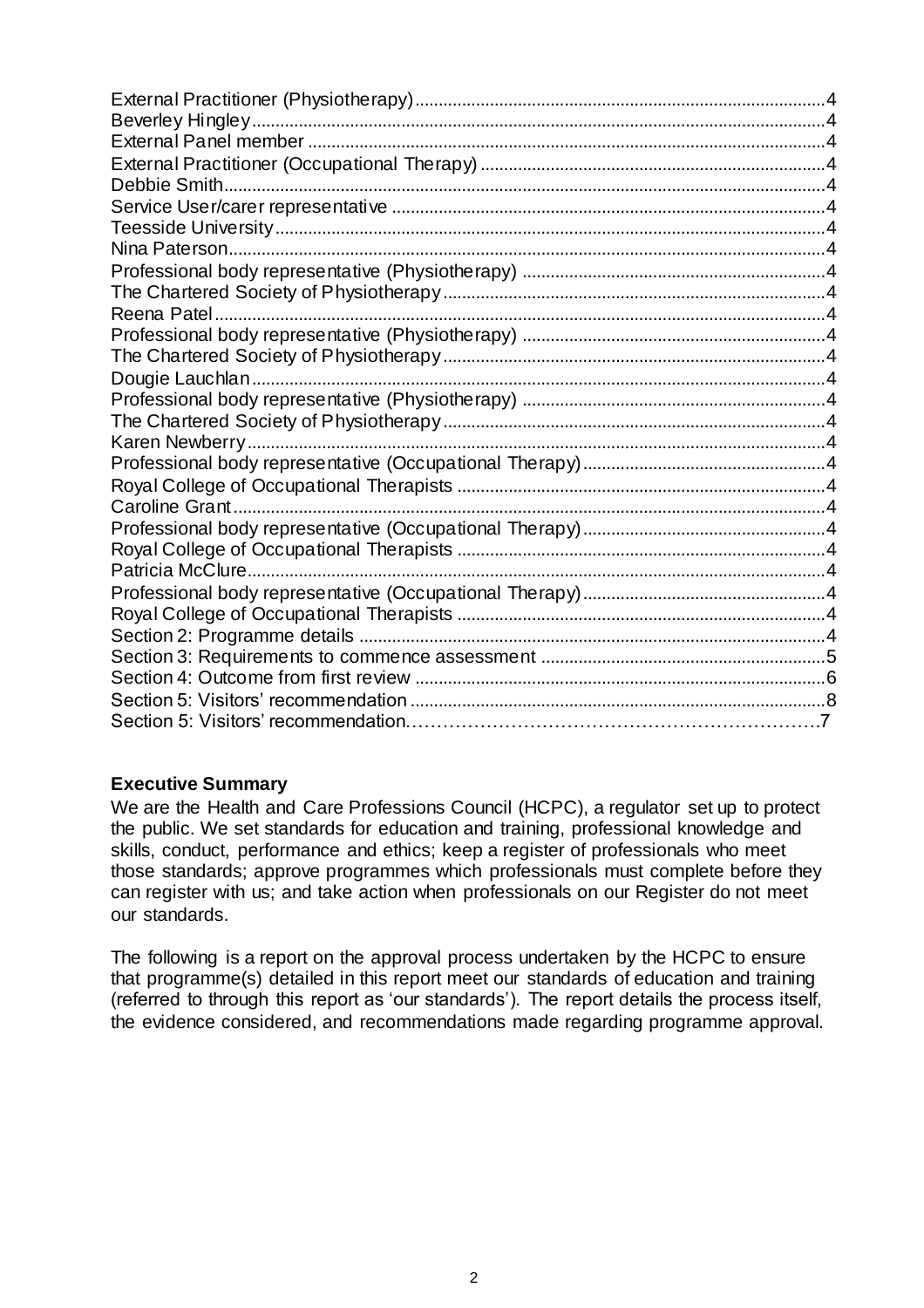External Practitioner (Physiotherapy)........................................................................................4
Beverley Hingley..........................................................................................................................4
External Panel member ...............................................................................................................4
External Practitioner (Occupational Therapy) ..........................................................................4
Debbie Smith.................................................................................................................................4
Service User/carer representative .............................................................................................4
Teesside University......................................................................................................................4
Nina Paterson................................................................................................................................4
Professional body representative (Physiotherapy) .................................................................4
The Chartered Society of Physiotherapy..................................................................................4
Reena Patel...................................................................................................................................4
Professional body representative (Physiotherapy) .................................................................4
The Chartered Society of Physiotherapy..................................................................................4
Dougie Lauchlan...........................................................................................................................4
Professional body representative (Physiotherapy) .................................................................4
The Chartered Society of Physiotherapy..................................................................................4
Karen Newberry............................................................................................................................4
Professional body representative (Occupational Therapy)....................................................4
Royal College of Occupational Therapists ...............................................................................4
Caroline Grant...............................................................................................................................4
Professional body representative (Occupational Therapy)....................................................4
Royal College of Occupational Therapists ...............................................................................4
Patricia McClure............................................................................................................................4
Professional body representative (Occupational Therapy)....................................................4
Royal College of Occupational Therapists ...............................................................................4
Section 2: Programme details ....................................................................................................4
Section 3: Requirements to commence assessment .............................................................5
Section 4: Outcome from first review ........................................................................................6
Section 5: Visitors' recommendation .........................................................................................8
Section 5: Visitors' recommendation……………………………………………………….7

**Executive Summary**

We are the Health and Care Professions Council (HCPC), a regulator set up to protect the public. We set standards for education and training, professional knowledge and skills, conduct, performance and ethics; keep a register of professionals who meet those standards; approve programmes which professionals must complete before they can register with us; and take action when professionals on our Register do not meet our standards.

The following is a report on the approval process undertaken by the HCPC to ensure that programme(s) detailed in this report meet our standards of education and training (referred to through this report as 'our standards'). The report details the process itself, the evidence considered, and recommendations made regarding programme approval.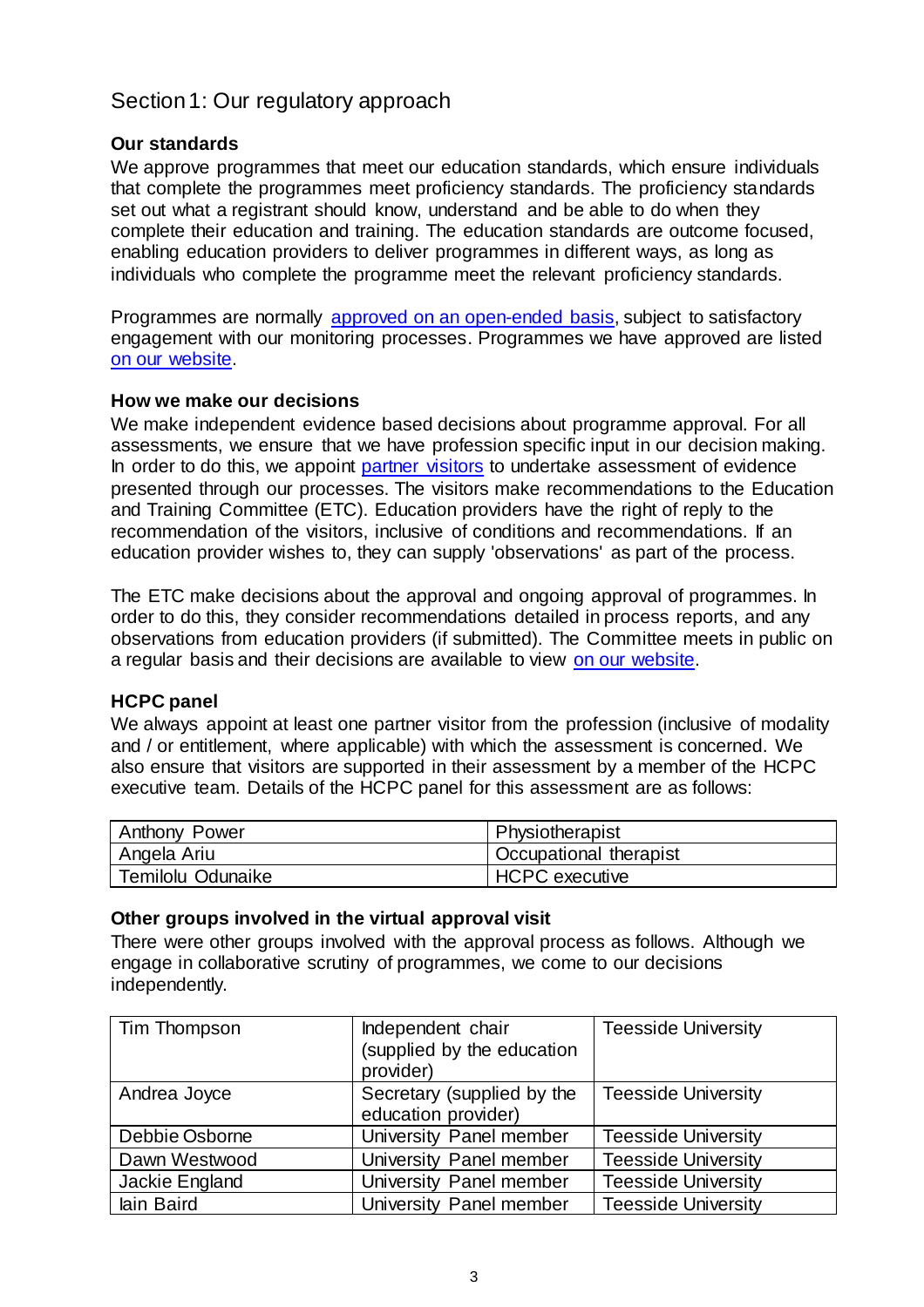## Section 1: Our regulatory approach

### Our standards

We approve programmes that meet our education standards, which ensure individuals that complete the programmes meet proficiency standards. The proficiency standards set out what a registrant should know, understand and be able to do when they complete their education and training. The education standards are outcome focused, enabling education providers to deliver programmes in different ways, as long as individuals who complete the programme meet the relevant proficiency standards.

Programmes are normally approved on an open-ended basis, subject to satisfactory engagement with our monitoring processes. Programmes we have approved are listed on our website.

### How we make our decisions

We make independent evidence based decisions about programme approval. For all assessments, we ensure that we have profession specific input in our decision making. In order to do this, we appoint partner visitors to undertake assessment of evidence presented through our processes. The visitors make recommendations to the Education and Training Committee (ETC). Education providers have the right of reply to the recommendation of the visitors, inclusive of conditions and recommendations. If an education provider wishes to, they can supply 'observations' as part of the process.

The ETC make decisions about the approval and ongoing approval of programmes. In order to do this, they consider recommendations detailed in process reports, and any observations from education providers (if submitted). The Committee meets in public on a regular basis and their decisions are available to view on our website.

### HCPC panel

We always appoint at least one partner visitor from the profession (inclusive of modality and / or entitlement, where applicable) with which the assessment is concerned. We also ensure that visitors are supported in their assessment by a member of the HCPC executive team. Details of the HCPC panel for this assessment are as follows:

| | |
|---|---|
| Anthony Power | Physiotherapist |
| Angela Ariu | Occupational therapist |
| Temilolu Odunaike | HCPC executive |

### Other groups involved in the virtual approval visit

There were other groups involved with the approval process as follows. Although we engage in collaborative scrutiny of programmes, we come to our decisions independently.

| | | |
|---|---|---|
| Tim Thompson | Independent chair (supplied by the education provider) | Teesside University |
| Andrea Joyce | Secretary (supplied by the education provider) | Teesside University |
| Debbie Osborne | University Panel member | Teesside University |
| Dawn Westwood | University Panel member | Teesside University |
| Jackie England | University Panel member | Teesside University |
| Iain Baird | University Panel member | Teesside University |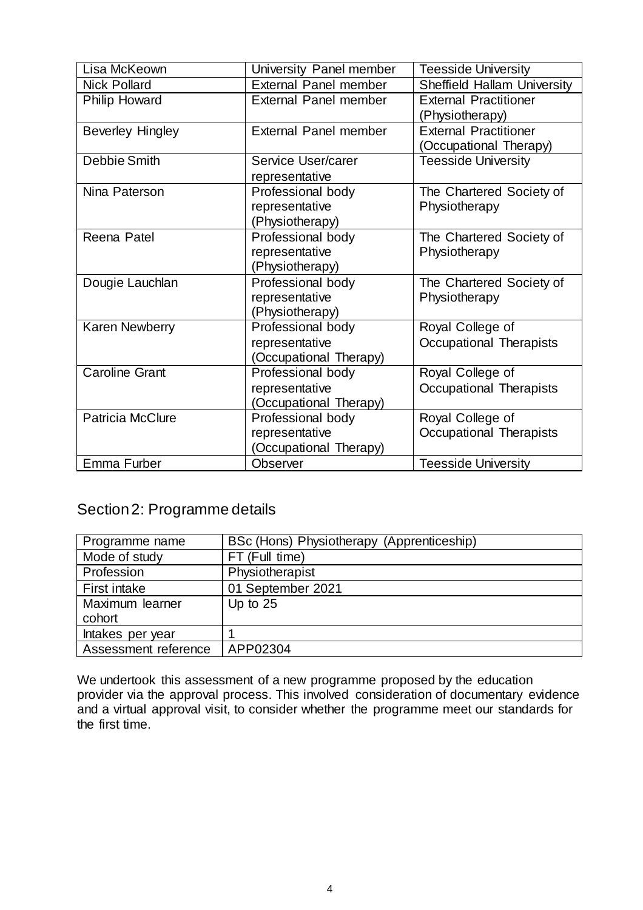| Lisa McKeown | University Panel member | Teesside University |
|---|---|---|
| Nick Pollard | External Panel member | Sheffield Hallam University |
| Philip Howard | External Panel member | External Practitioner (Physiotherapy) |
| Beverley Hingley | External Panel member | External Practitioner (Occupational Therapy) |
| Debbie Smith | Service User/carer representative | Teesside University |
| Nina Paterson | Professional body representative (Physiotherapy) | The Chartered Society of Physiotherapy |
| Reena Patel | Professional body representative (Physiotherapy) | The Chartered Society of Physiotherapy |
| Dougie Lauchlan | Professional body representative (Physiotherapy) | The Chartered Society of Physiotherapy |
| Karen Newberry | Professional body representative (Occupational Therapy) | Royal College of Occupational Therapists |
| Caroline Grant | Professional body representative (Occupational Therapy) | Royal College of Occupational Therapists |
| Patricia McClure | Professional body representative (Occupational Therapy) | Royal College of Occupational Therapists |
| Emma Furber | Observer | Teesside University |

## Section 2: Programme details

| Programme name | BSc (Hons) Physiotherapy (Apprenticeship) |
|---|---|
| Mode of study | FT (Full time) |
| Profession | Physiotherapist |
| First intake | 01 September 2021 |
| Maximum learner cohort | Up to 25 |
| Intakes per year | 1 |
| Assessment reference | APP02304 |

We undertook this assessment of a new programme proposed by the education provider via the approval process. This involved consideration of documentary evidence and a virtual approval visit, to consider whether the programme meet our standards for the first time.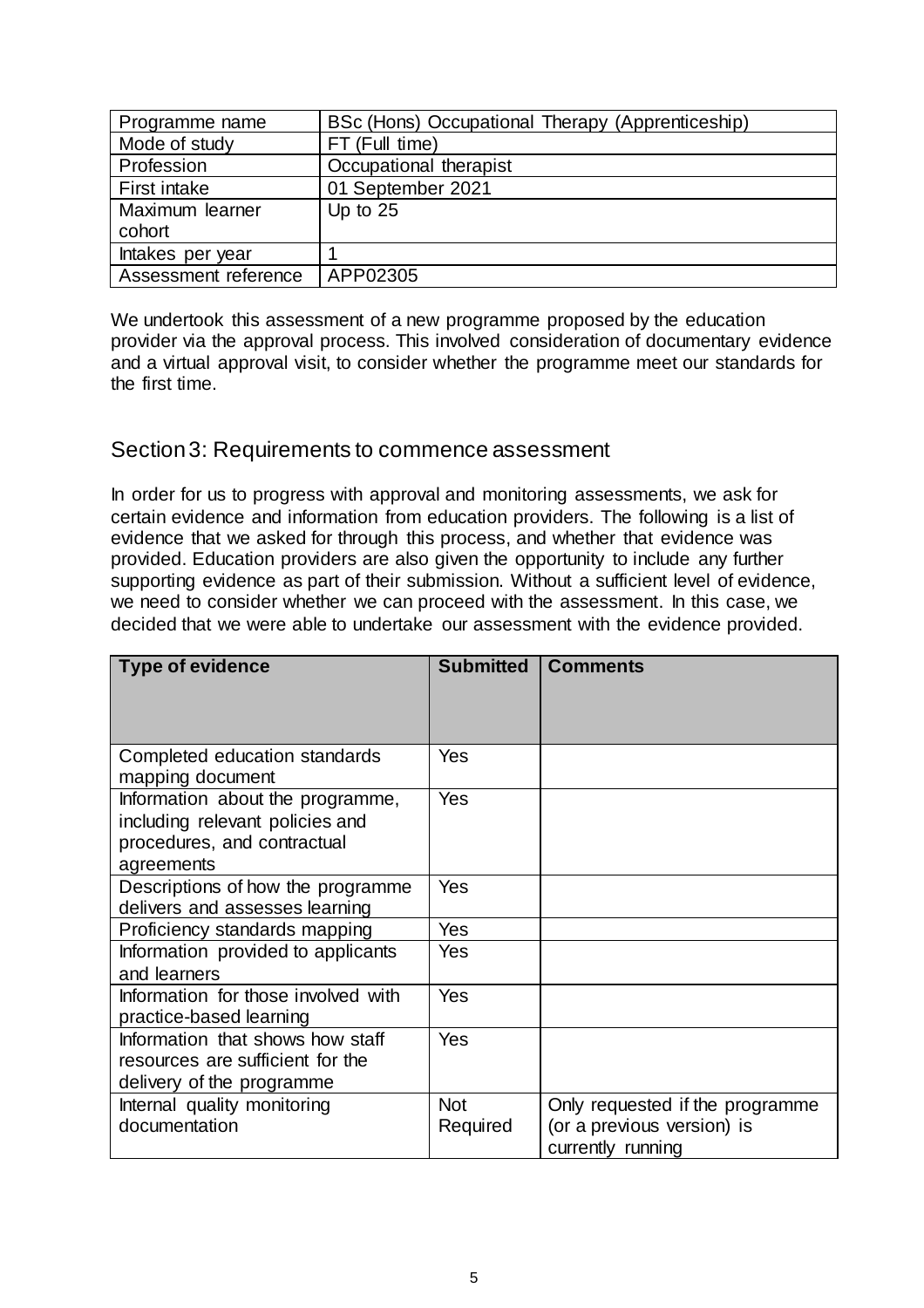| Programme name | BSc (Hons) Occupational Therapy (Apprenticeship) |
| --- | --- |
| Mode of study | FT (Full time) |
| Profession | Occupational therapist |
| First intake | 01 September 2021 |
| Maximum learner cohort | Up to 25 |
| Intakes per year | 1 |
| Assessment reference | APP02305 |

We undertook this assessment of a new programme proposed by the education provider via the approval process. This involved consideration of documentary evidence and a virtual approval visit, to consider whether the programme meet our standards for the first time.

## Section 3: Requirements to commence assessment

In order for us to progress with approval and monitoring assessments, we ask for certain evidence and information from education providers. The following is a list of evidence that we asked for through this process, and whether that evidence was provided. Education providers are also given the opportunity to include any further supporting evidence as part of their submission. Without a sufficient level of evidence, we need to consider whether we can proceed with the assessment. In this case, we decided that we were able to undertake our assessment with the evidence provided.

| Type of evidence | Submitted | Comments |
| --- | --- | --- |
| Completed education standards mapping document | Yes | |
| Information about the programme, including relevant policies and procedures, and contractual agreements | Yes | |
| Descriptions of how the programme delivers and assesses learning | Yes | |
| Proficiency standards mapping | Yes | |
| Information provided to applicants and learners | Yes | |
| Information for those involved with practice-based learning | Yes | |
| Information that shows how staff resources are sufficient for the delivery of the programme | Yes | |
| Internal quality monitoring documentation | Not Required | Only requested if the programme (or a previous version) is currently running |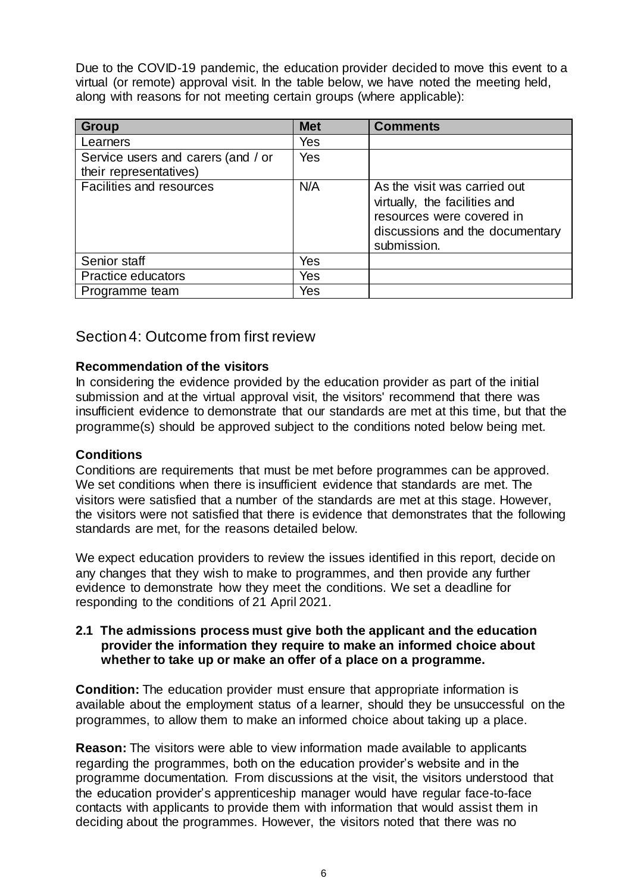Due to the COVID-19 pandemic, the education provider decided to move this event to a virtual (or remote) approval visit. In the table below, we have noted the meeting held, along with reasons for not meeting certain groups (where applicable):

| Group | Met | Comments |
| --- | --- | --- |
| Learners | Yes | |
| Service users and carers (and / or their representatives) | Yes | |
| Facilities and resources | N/A | As the visit was carried out virtually, the facilities and resources were covered in discussions and the documentary submission. |
| Senior staff | Yes | |
| Practice educators | Yes | |
| Programme team | Yes | |

## Section 4: Outcome from first review

**Recommendation of the visitors**

In considering the evidence provided by the education provider as part of the initial submission and at the virtual approval visit, the visitors' recommend that there was insufficient evidence to demonstrate that our standards are met at this time, but that the programme(s) should be approved subject to the conditions noted below being met.

**Conditions**

Conditions are requirements that must be met before programmes can be approved. We set conditions when there is insufficient evidence that standards are met. The visitors were satisfied that a number of the standards are met at this stage. However, the visitors were not satisfied that there is evidence that demonstrates that the following standards are met, for the reasons detailed below.

We expect education providers to review the issues identified in this report, decide on any changes that they wish to make to programmes, and then provide any further evidence to demonstrate how they meet the conditions. We set a deadline for responding to the conditions of 21 April 2021.

**2.1 The admissions process must give both the applicant and the education provider the information they require to make an informed choice about whether to take up or make an offer of a place on a programme.**

**Condition:** The education provider must ensure that appropriate information is available about the employment status of a learner, should they be unsuccessful on the programmes, to allow them to make an informed choice about taking up a place.

**Reason:** The visitors were able to view information made available to applicants regarding the programmes, both on the education provider's website and in the programme documentation. From discussions at the visit, the visitors understood that the education provider's apprenticeship manager would have regular face-to-face contacts with applicants to provide them with information that would assist them in deciding about the programmes. However, the visitors noted that there was no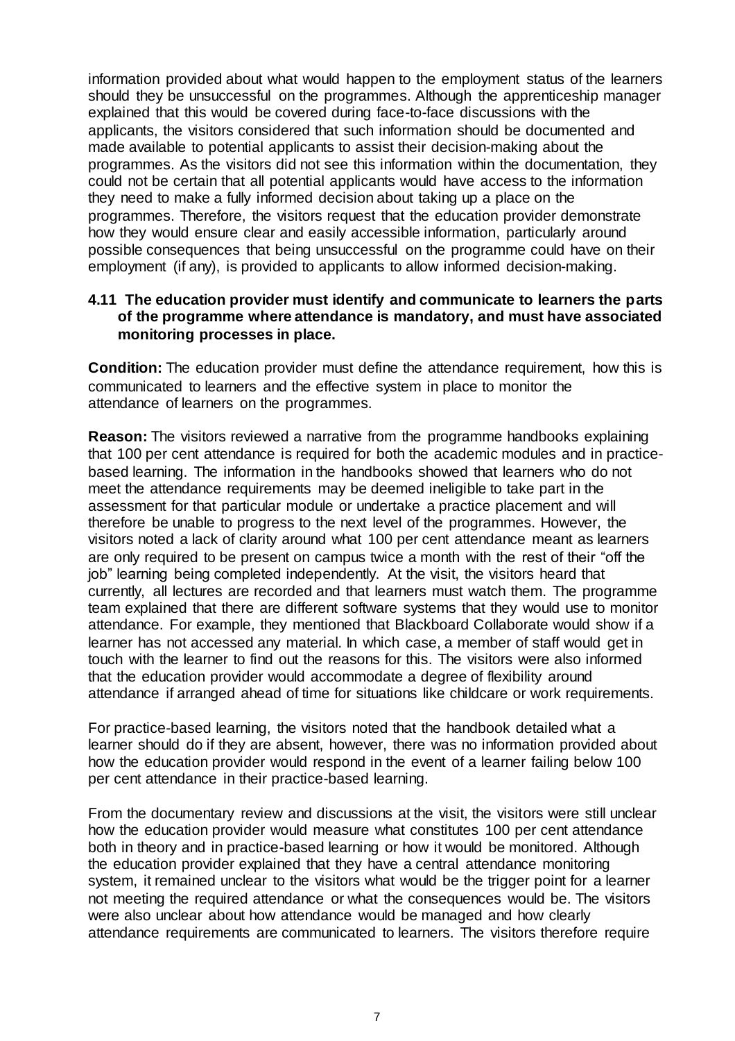information provided about what would happen to the employment status of the learners should they be unsuccessful on the programmes. Although the apprenticeship manager explained that this would be covered during face-to-face discussions with the applicants, the visitors considered that such information should be documented and made available to potential applicants to assist their decision-making about the programmes. As the visitors did not see this information within the documentation, they could not be certain that all potential applicants would have access to the information they need to make a fully informed decision about taking up a place on the programmes. Therefore, the visitors request that the education provider demonstrate how they would ensure clear and easily accessible information, particularly around possible consequences that being unsuccessful on the programme could have on their employment (if any), is provided to applicants to allow informed decision-making.

**4.11 The education provider must identify and communicate to learners the parts of the programme where attendance is mandatory, and must have associated monitoring processes in place.**

**Condition:** The education provider must define the attendance requirement, how this is communicated to learners and the effective system in place to monitor the attendance of learners on the programmes.

**Reason:** The visitors reviewed a narrative from the programme handbooks explaining that 100 per cent attendance is required for both the academic modules and in practice-based learning. The information in the handbooks showed that learners who do not meet the attendance requirements may be deemed ineligible to take part in the assessment for that particular module or undertake a practice placement and will therefore be unable to progress to the next level of the programmes. However, the visitors noted a lack of clarity around what 100 per cent attendance meant as learners are only required to be present on campus twice a month with the rest of their "off the job" learning being completed independently. At the visit, the visitors heard that currently, all lectures are recorded and that learners must watch them. The programme team explained that there are different software systems that they would use to monitor attendance. For example, they mentioned that Blackboard Collaborate would show if a learner has not accessed any material. In which case, a member of staff would get in touch with the learner to find out the reasons for this. The visitors were also informed that the education provider would accommodate a degree of flexibility around attendance if arranged ahead of time for situations like childcare or work requirements.

For practice-based learning, the visitors noted that the handbook detailed what a learner should do if they are absent, however, there was no information provided about how the education provider would respond in the event of a learner failing below 100 per cent attendance in their practice-based learning.

From the documentary review and discussions at the visit, the visitors were still unclear how the education provider would measure what constitutes 100 per cent attendance both in theory and in practice-based learning or how it would be monitored. Although the education provider explained that they have a central attendance monitoring system, it remained unclear to the visitors what would be the trigger point for a learner not meeting the required attendance or what the consequences would be. The visitors were also unclear about how attendance would be managed and how clearly attendance requirements are communicated to learners. The visitors therefore require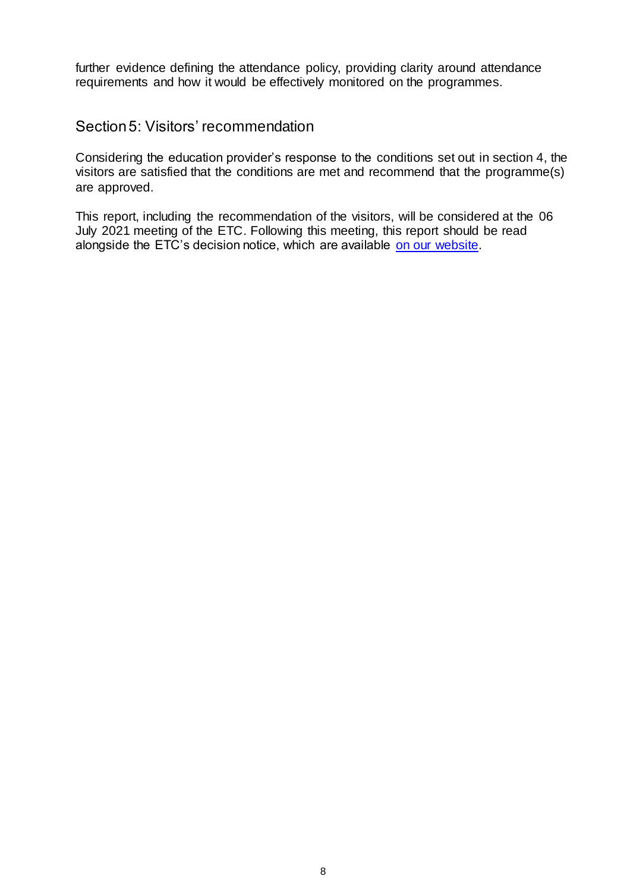further evidence defining the attendance policy, providing clarity around attendance requirements and how it would be effectively monitored on the programmes.

## Section 5: Visitors' recommendation

Considering the education provider's response to the conditions set out in section 4, the visitors are satisfied that the conditions are met and recommend that the programme(s) are approved.

This report, including the recommendation of the visitors, will be considered at the 06 July 2021 meeting of the ETC. Following this meeting, this report should be read alongside the ETC's decision notice, which are available on our website.